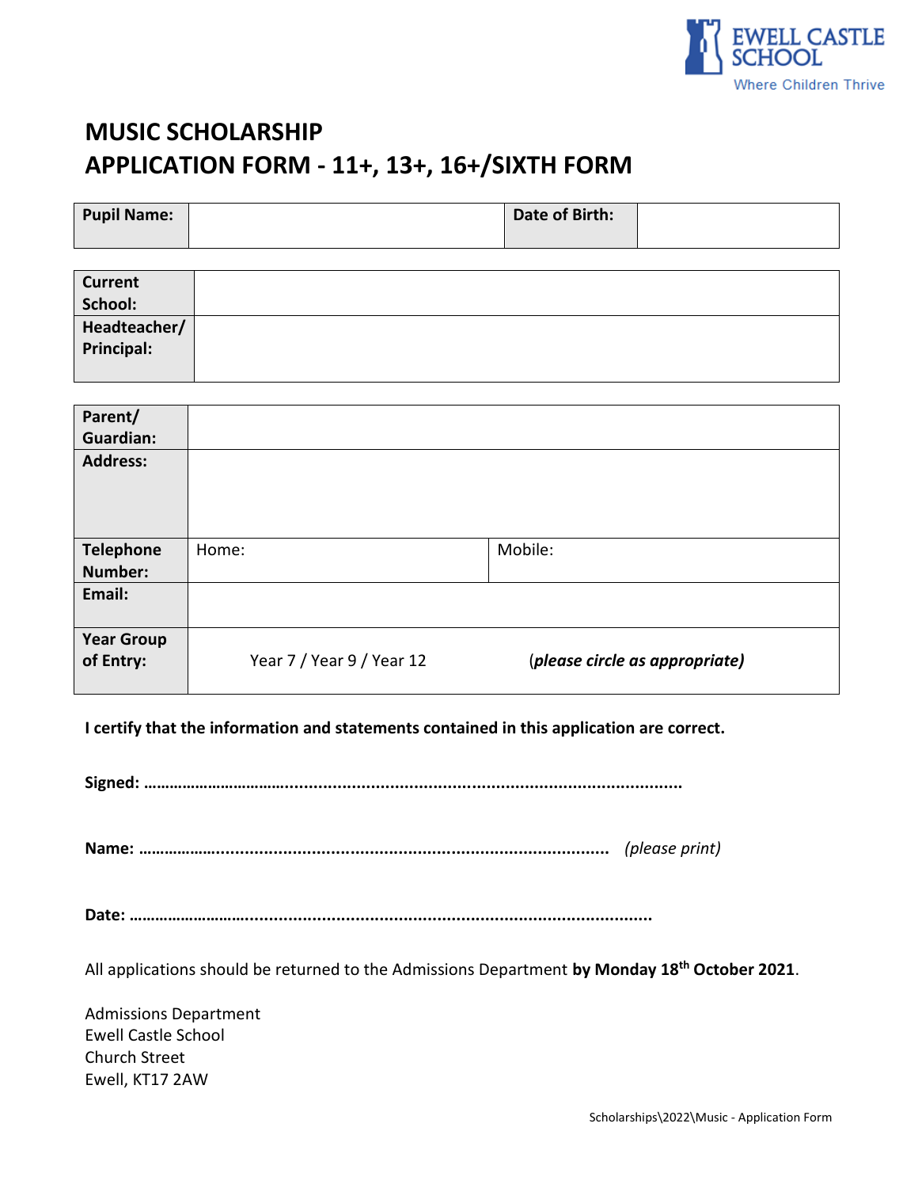EWELL CASTLE SCHOOL
Where Children Thrive

# MUSIC SCHOLARSHIP
# APPLICATION FORM - 11+, 13+, 16+/SIXTH FORM

| **Pupil Name:** | | **Date of Birth:** | |
|---|---|---|---|

| **Current School:** | |
|---|---|
| **Headteacher/ Principal:** | |

| **Parent/ Guardian:** | | |
|---|---|---|
| **Address:** | | |
| **Telephone Number:** | Home: | Mobile: |
| **Email:** | | |
| **Year Group of Entry:** | Year 7 / Year 9 / Year 12 | (*please circle as appropriate)* |

**I certify that the information and statements contained in this application are correct.**

**Signed: ………………………………………………………………………………………………………**

**Name: ………………………………………………………………………………………………** *(please print)*

**Date: …………………………………………………………………………………………………………**

All applications should be returned to the Admissions Department **by Monday 18th October 2021**.

Admissions Department
Ewell Castle School
Church Street
Ewell, KT17 2AW

Scholarships\2022\Music - Application Form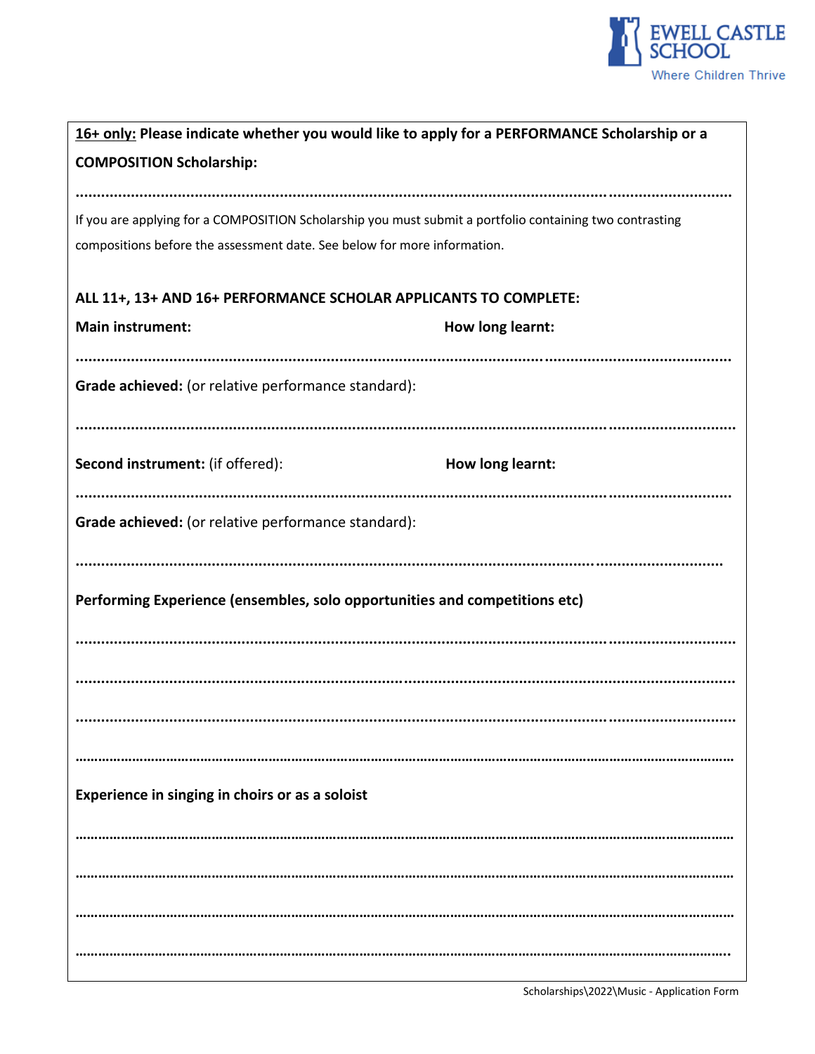**<u>16+ only:</u> Please indicate whether you would like to apply for a PERFORMANCE Scholarship or a COMPOSITION Scholarship:**

..........................................................................................................................................................

If you are applying for a COMPOSITION Scholarship you must submit a portfolio containing two contrasting compositions before the assessment date. See below for more information.

**ALL 11+, 13+ AND 16+ PERFORMANCE SCHOLAR APPLICANTS TO COMPLETE:**

**Main instrument:** **How long learnt:**

..........................................................................................................................................................

**Grade achieved:** (or relative performance standard):

..........................................................................................................................................................

**Second instrument:** (if offered): **How long learnt:**

..........................................................................................................................................................

**Grade achieved:** (or relative performance standard):

..........................................................................................................................................................

**Performing Experience (ensembles, solo opportunities and competitions etc)**

..........................................................................................................................................................

..........................................................................................................................................................

..........................................................................................................................................................

..........................................................................................................................................................

**Experience in singing in choirs or as a soloist**

..........................................................................................................................................................

..........................................................................................................................................................

..........................................................................................................................................................

..........................................................................................................................................................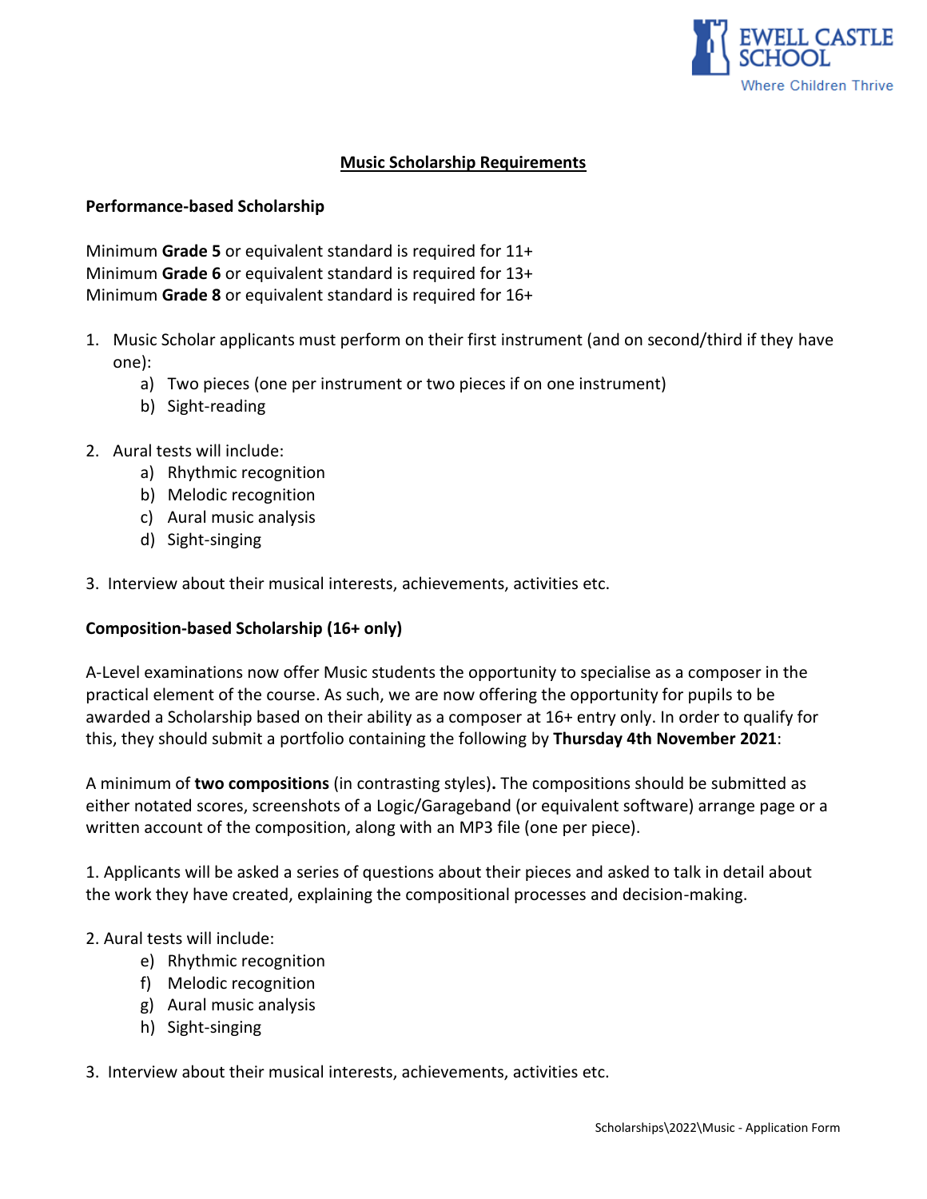## Music Scholarship Requirements

### Performance-based Scholarship

Minimum **Grade 5** or equivalent standard is required for 11+
Minimum **Grade 6** or equivalent standard is required for 13+
Minimum **Grade 8** or equivalent standard is required for 16+

1. Music Scholar applicants must perform on their first instrument (and on second/third if they have one):
   a) Two pieces (one per instrument or two pieces if on one instrument)
   b) Sight-reading

2. Aural tests will include:
   a) Rhythmic recognition
   b) Melodic recognition
   c) Aural music analysis
   d) Sight-singing

3. Interview about their musical interests, achievements, activities etc.

### Composition-based Scholarship (16+ only)

A-Level examinations now offer Music students the opportunity to specialise as a composer in the practical element of the course. As such, we are now offering the opportunity for pupils to be awarded a Scholarship based on their ability as a composer at 16+ entry only. In order to qualify for this, they should submit a portfolio containing the following by **Thursday 4th November 2021**:

A minimum of **two compositions** (in contrasting styles)**.** The compositions should be submitted as either notated scores, screenshots of a Logic/Garageband (or equivalent software) arrange page or a written account of the composition, along with an MP3 file (one per piece).

1. Applicants will be asked a series of questions about their pieces and asked to talk in detail about the work they have created, explaining the compositional processes and decision-making.

2. Aural tests will include:
   e) Rhythmic recognition
   f) Melodic recognition
   g) Aural music analysis
   h) Sight-singing

3. Interview about their musical interests, achievements, activities etc.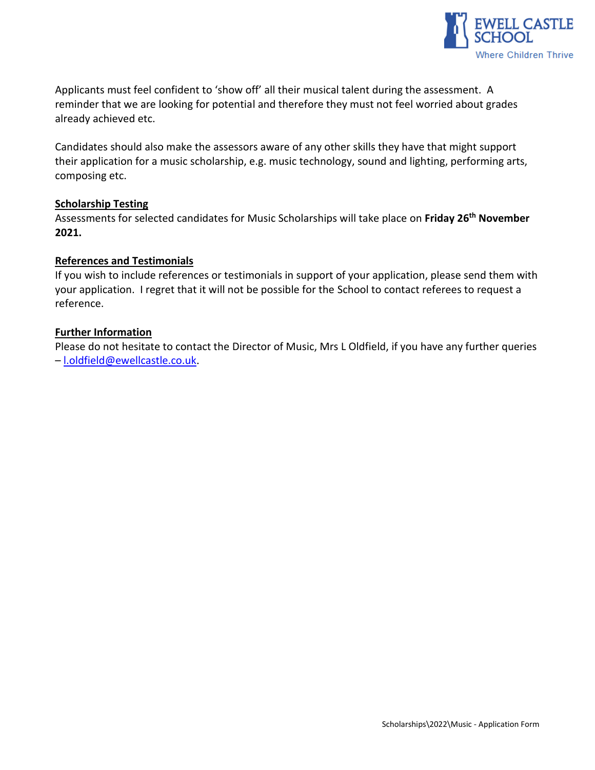Applicants must feel confident to 'show off' all their musical talent during the assessment. A reminder that we are looking for potential and therefore they must not feel worried about grades already achieved etc.

Candidates should also make the assessors aware of any other skills they have that might support their application for a music scholarship, e.g. music technology, sound and lighting, performing arts, composing etc.

**Scholarship Testing**

Assessments for selected candidates for Music Scholarships will take place on **Friday 26th November 2021.**

**References and Testimonials**

If you wish to include references or testimonials in support of your application, please send them with your application. I regret that it will not be possible for the School to contact referees to request a reference.

**Further Information**

Please do not hesitate to contact the Director of Music, Mrs L Oldfield, if you have any further queries – l.oldfield@ewellcastle.co.uk.